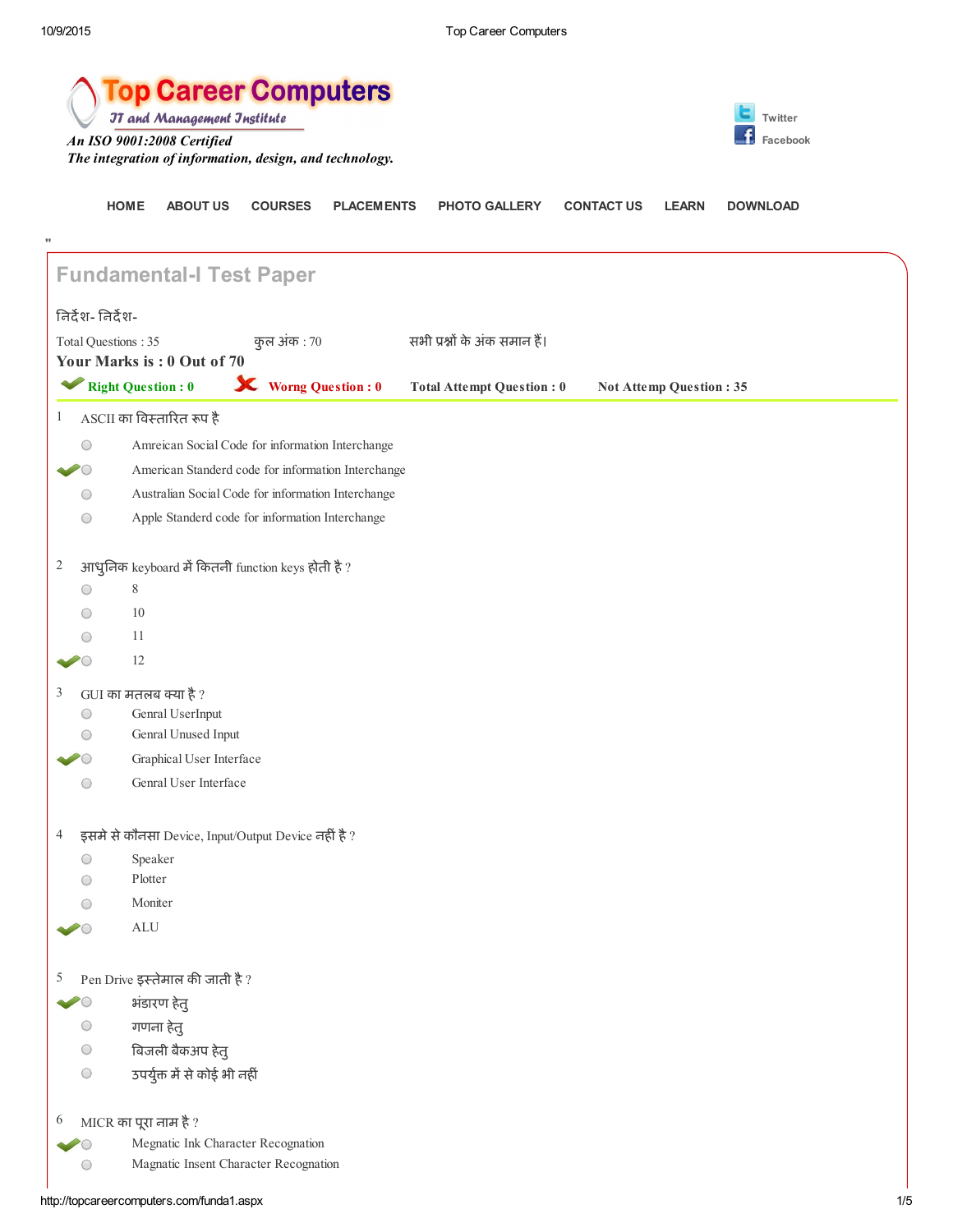# Top Career Computers

*IT and Management Institute*

*An ISO 9001:2008 Certified*

*The integration of information, design, and technology.*

Twitter
Facebook

HOME ABOUT US COURSES PLACEMENTS PHOTO GALLERY CONTACT US LEARN DOWNLOAD

"

## Fundamental-I Test Paper

निर्देश- निर्देश-

Total Questions : 35 कुल अंक : 70 सभी प्रश्नों के अंक समान हैं।

**Your Marks is : 0 Out of 70**

**Right Question : 0** **Worng Question : 0** **Total Attempt Question : 0** **Not Attemp Question : 35**

1 ASCII का विस्तारित रूप है

- Amreican Social Code for information Interchange
- ✔ American Standerd code for information Interchange
- Australian Social Code for information Interchange
- Apple Standerd code for information Interchange

2 आधुनिक keyboard में कितनी function keys होती है ?

- 8
- 10
- 11
- ✔ 12

3 GUI का मतलब क्या है ?

- Genral UserInput
- Genral Unused Input
- ✔ Graphical User Interface
- Genral User Interface

4 इसमे से कौनसा Device, Input/Output Device नहीं है ?

- Speaker
- Plotter
- Moniter
- ✔ ALU

5 Pen Drive इस्तेमाल की जाती है ?

- ✔ भंडारण हेतु
- गणना हेतु
- बिजली बैकअप हेतु
- उपर्युक्त में से कोई भी नहीं

6 MICR का पूरा नाम है ?

- ✔ Megnatic Ink Character Recognation
- Magnatic Insent Character Recognation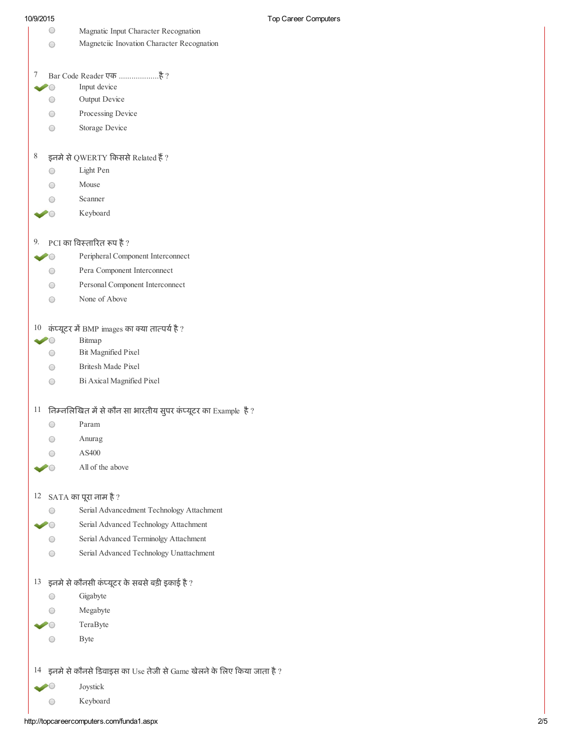- Magnatic Input Character Recognation
- Magnetciic Inovation Character Recognation

7 Bar Code Reader एक ..................है ?

- ✔ Input device
- Output Device
- Processing Device
- Storage Device

8 इनमे से QWERTY किससे Related हैं ?

- Light Pen
- Mouse
- Scanner
- ✔ Keyboard

9. PCI का विस्तारित रूप है ?

- ✔ Peripheral Component Interconnect
- Pera Component Interconnect
- Personal Component Interconnect
- None of Above

10 कंप्यूटर में BMP images का क्या तात्पर्य है ?

- ✔ Bitmap
- Bit Magnified Pixel
- Britesh Made Pixel
- Bi Axical Magnified Pixel

11 निम्नलिखित में से कौन सा भारतीय सुपर कंप्यूटर का Example है ?

- Param
- Anurag
- AS400
- ✔ All of the above

12 SATA का पूरा नाम है ?

- Serial Advancedment Technology Attachment
- ✔ Serial Advanced Technology Attachment
- Serial Advanced Terminolgy Attachment
- Serial Advanced Technology Unattachment

13 इनमे से कौनसी कंप्यूटर के सबसे बड़ी इकाई है ?

- Gigabyte
- Megabyte
- ✔ TeraByte
- Byte

14 इनमे से कौनसे डिवाइस का Use तेजी से Game खेलने के लिए किया जाता है ?

- ✔ Joystick
- Keyboard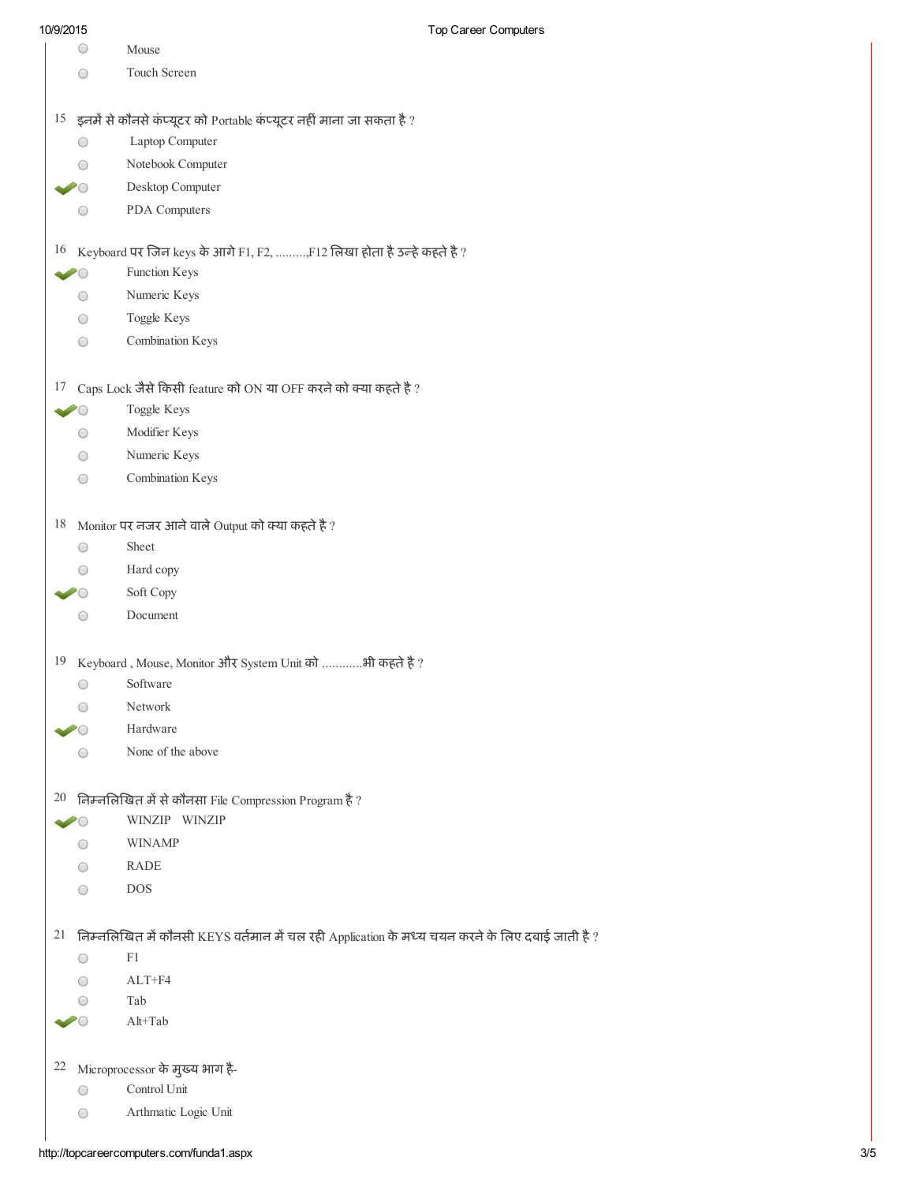- Mouse
- Touch Screen

15 इनमें से कौनसे कंप्यूटर को Portable कंप्यूटर नहीं माना जा सकता है ?

- Laptop Computer
- Notebook Computer
- ✔ Desktop Computer
- PDA Computers

16 Keyboard पर जिन keys के आगे F1, F2, .........,F12 लिखा होता है उन्हे कहते है ?

- ✔ Function Keys
- Numeric Keys
- Toggle Keys
- Combination Keys

17 Caps Lock जैसे किसी feature को ON या OFF करने को क्या कहते है ?

- ✔ Toggle Keys
- Modifier Keys
- Numeric Keys
- Combination Keys

18 Monitor पर नजर आने वाले Output को क्या कहते है ?

- Sheet
- Hard copy
- ✔ Soft Copy
- Document

19 Keyboard , Mouse, Monitor और System Unit को ...........भी कहते है ?

- Software
- Network
- ✔ Hardware
- None of the above

20 निम्नलिखित में से कौनसा File Compression Program है ?

- ✔ WINZIP WINZIP
- WINAMP
- RADE
- DOS

21 निम्नलिखित में कौनसी KEYS वर्तमान में चल रही Application के मध्य चयन करने के लिए दबाई जाती है ?

- F1
- ALT+F4
- Tab
- ✔ Alt+Tab

22 Microprocessor के मुख्य भाग है-

- Control Unit
- Arthmatic Logic Unit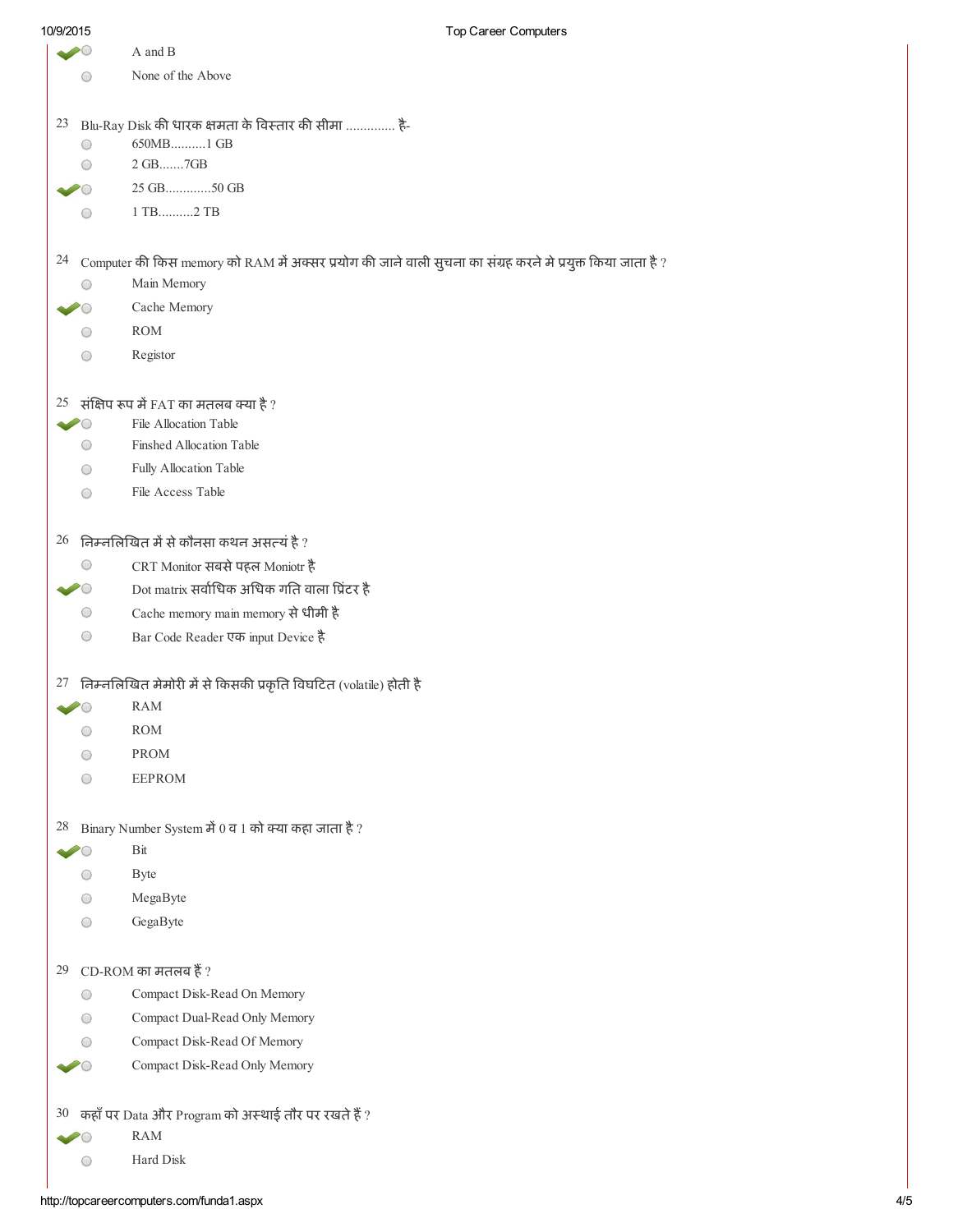- ✔ A and B
- None of the Above

23 Blu-Ray Disk की धारक क्षमता के विस्तार की सीमा ............. है-

- 650MB..........1 GB
- 2 GB.......7GB
- ✔ 25 GB.............50 GB
- 1 TB..........2 TB

24 Computer की किस memory को RAM में अक्सर प्रयोग की जाने वाली सुचना का संग्रह करने मे प्रयुक्त किया जाता है ?

- Main Memory
- ✔ Cache Memory
- ROM
- Registor

25 संक्षिप रूप में FAT का मतलब क्या है ?

- ✔ File Allocation Table
- Finshed Allocation Table
- Fully Allocation Table
- File Access Table

26 निम्नलिखित में से कौनसा कथन असत्यं है ?

- CRT Monitor सबसे पहल Moniotr है
- ✔ Dot matrix सर्वाधिक अधिक गति वाला प्रिंटर है
- Cache memory main memory से धीमी है
- Bar Code Reader एक input Device है

27 निम्नलिखित मेमोरी में से किसकी प्रकृति विघटित (volatile) होती है

- ✔ RAM
- ROM
- PROM
- EEPROM

28 Binary Number System में 0 व 1 को क्या कहा जाता है ?

- ✔ Bit
- Byte
- MegaByte
- GegaByte

29 CD-ROM का मतलब हैं ?

- Compact Disk-Read On Memory
- Compact Dual-Read Only Memory
- Compact Disk-Read Of Memory
- ✔ Compact Disk-Read Only Memory

30 कहाँ पर Data और Program को अस्थाई तौर पर रखते हैं ?

- ✔ RAM
- Hard Disk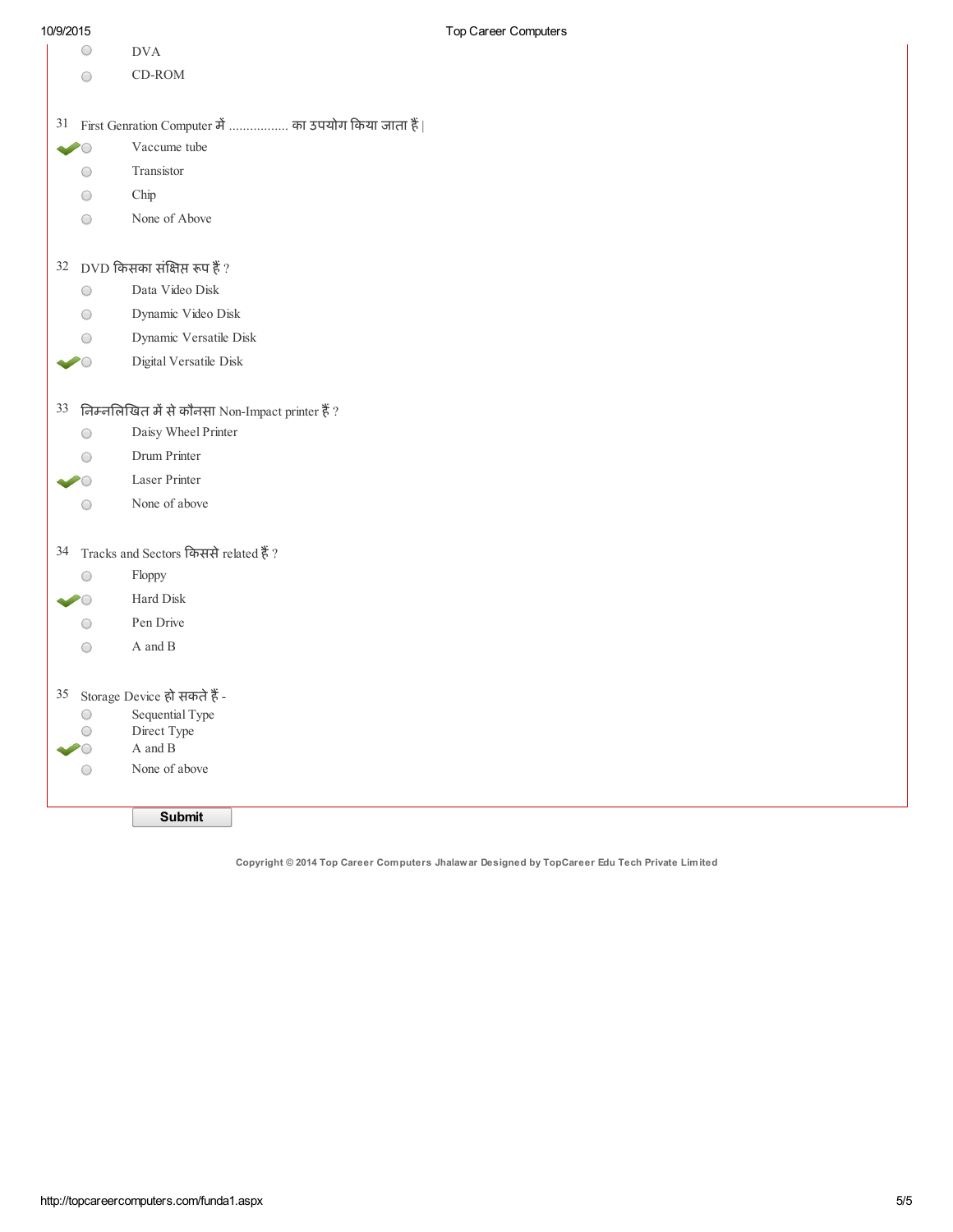- ○ DVA
- ○ CD-ROM

31 First Genration Computer में ................. का उपयोग किया जाता हैं |

- ✔ ○ Vaccume tube
- ○ Transistor
- ○ Chip
- ○ None of Above

32 DVD किसका संक्षिप्त रूप हैं ?

- ○ Data Video Disk
- ○ Dynamic Video Disk
- ○ Dynamic Versatile Disk
- ✔ ○ Digital Versatile Disk

33 निम्नलिखित में से कौनसा Non-Impact printer हैं ?

- ○ Daisy Wheel Printer
- ○ Drum Printer
- ✔ ○ Laser Printer
- ○ None of above

34 Tracks and Sectors किससे related हैं ?

- ○ Floppy
- ✔ ○ Hard Disk
- ○ Pen Drive
- ○ A and B

35 Storage Device हो सकते हैं -

- ○ Sequential Type
- ○ Direct Type
- ✔ ○ A and B
- ○ None of above

Submit

Copyright © 2014 Top Career Computers Jhalawar Designed by TopCareer Edu Tech Private Limited